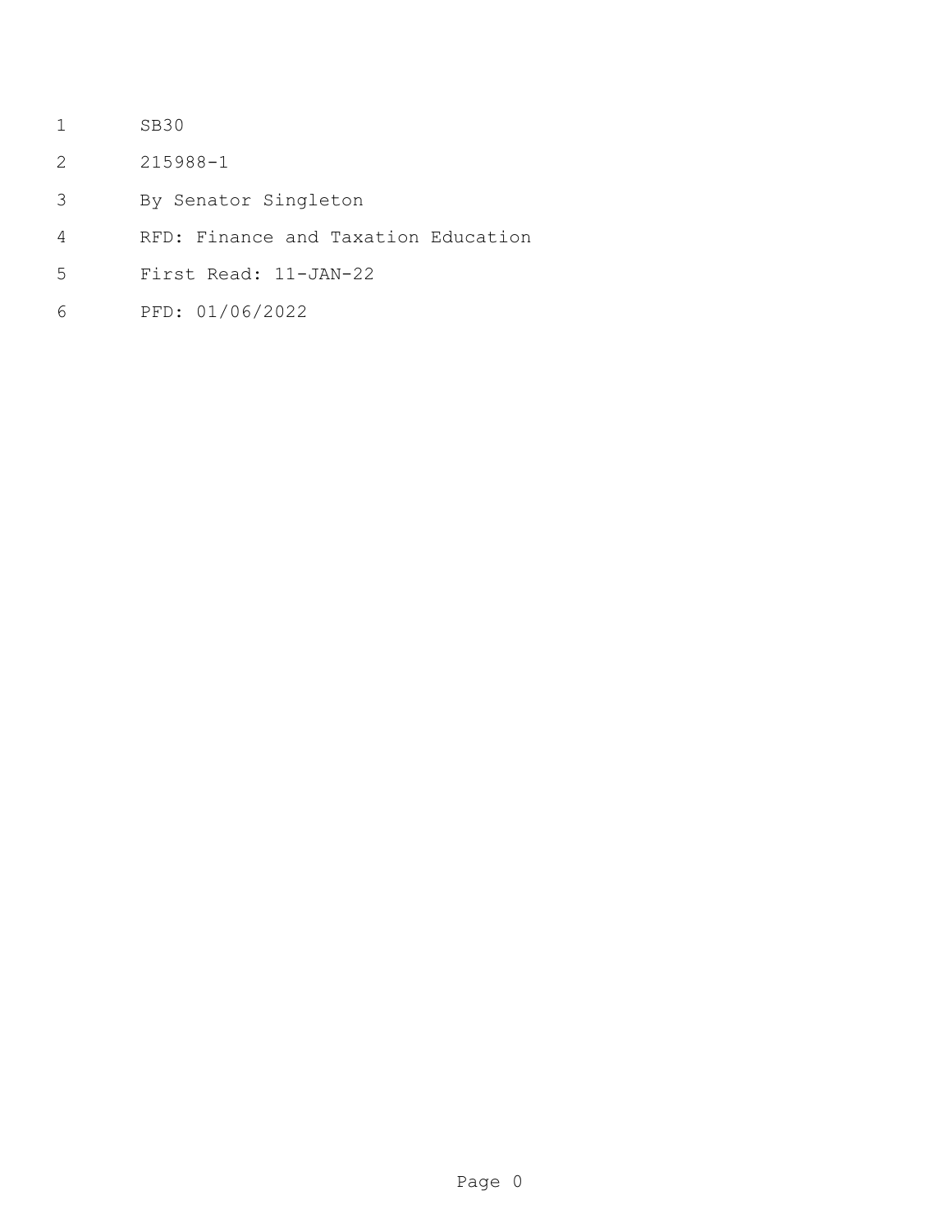SB30

215988-1

By Senator Singleton

RFD: Finance and Taxation Education

First Read: 11-JAN-22

PFD: 01/06/2022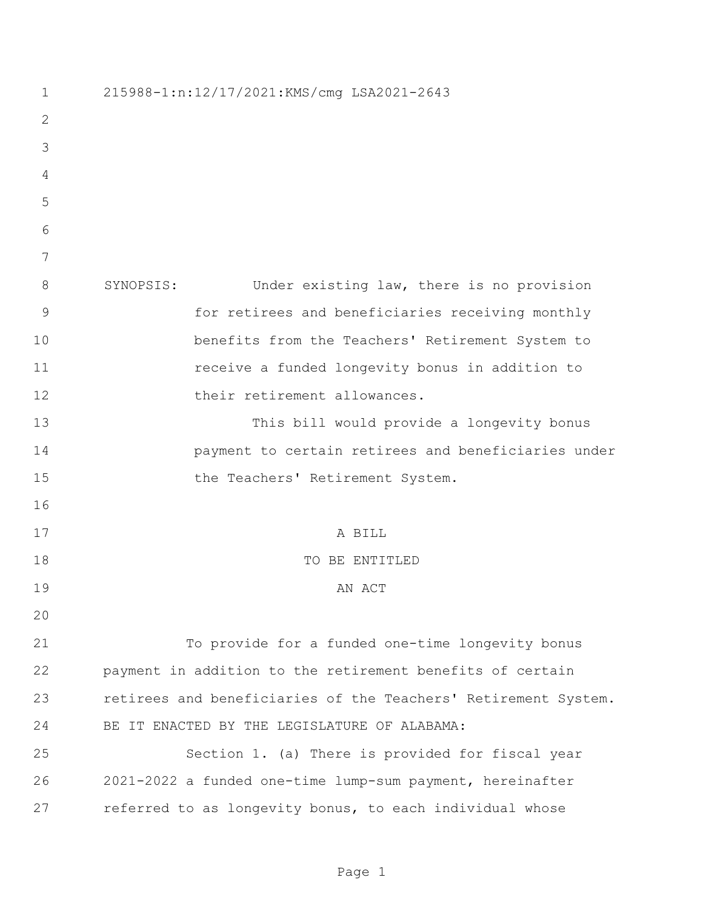215988-1:n:12/17/2021:KMS/cmg LSA2021-2643

SYNOPSIS: Under existing law, there is no provision for retirees and beneficiaries receiving monthly benefits from the Teachers' Retirement System to receive a funded longevity bonus in addition to their retirement allowances.

This bill would provide a longevity bonus payment to certain retirees and beneficiaries under the Teachers' Retirement System.

A BILL

TO BE ENTITLED

AN ACT

To provide for a funded one-time longevity bonus payment in addition to the retirement benefits of certain retirees and beneficiaries of the Teachers' Retirement System.

BE IT ENACTED BY THE LEGISLATURE OF ALABAMA:

Section 1. (a) There is provided for fiscal year 2021-2022 a funded one-time lump-sum payment, hereinafter referred to as longevity bonus, to each individual whose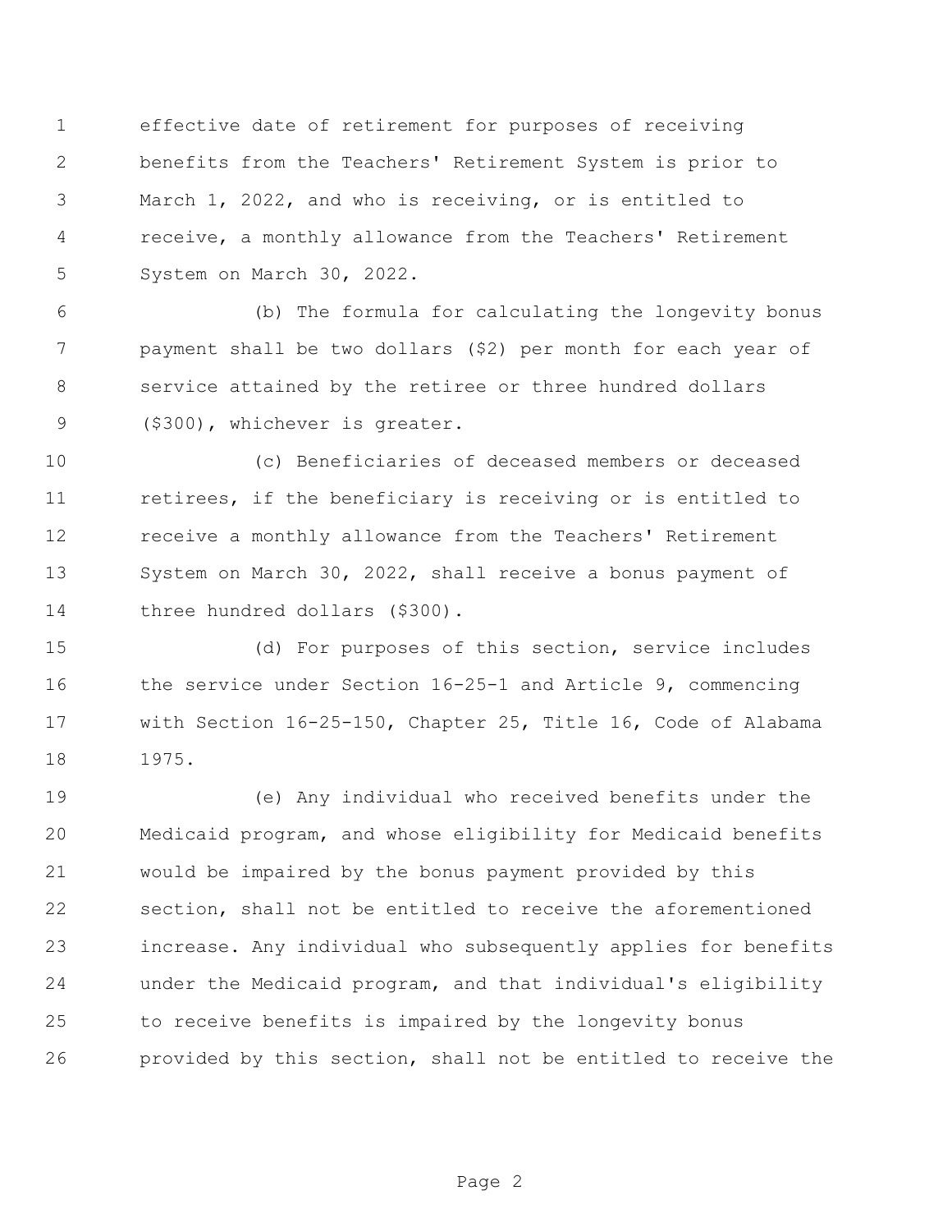effective date of retirement for purposes of receiving benefits from the Teachers' Retirement System is prior to March 1, 2022, and who is receiving, or is entitled to receive, a monthly allowance from the Teachers' Retirement System on March 30, 2022.

(b) The formula for calculating the longevity bonus payment shall be two dollars ($2) per month for each year of service attained by the retiree or three hundred dollars ($300), whichever is greater.

(c) Beneficiaries of deceased members or deceased retirees, if the beneficiary is receiving or is entitled to receive a monthly allowance from the Teachers' Retirement System on March 30, 2022, shall receive a bonus payment of three hundred dollars ($300).

(d) For purposes of this section, service includes the service under Section 16-25-1 and Article 9, commencing with Section 16-25-150, Chapter 25, Title 16, Code of Alabama 1975.

(e) Any individual who received benefits under the Medicaid program, and whose eligibility for Medicaid benefits would be impaired by the bonus payment provided by this section, shall not be entitled to receive the aforementioned increase. Any individual who subsequently applies for benefits under the Medicaid program, and that individual's eligibility to receive benefits is impaired by the longevity bonus provided by this section, shall not be entitled to receive the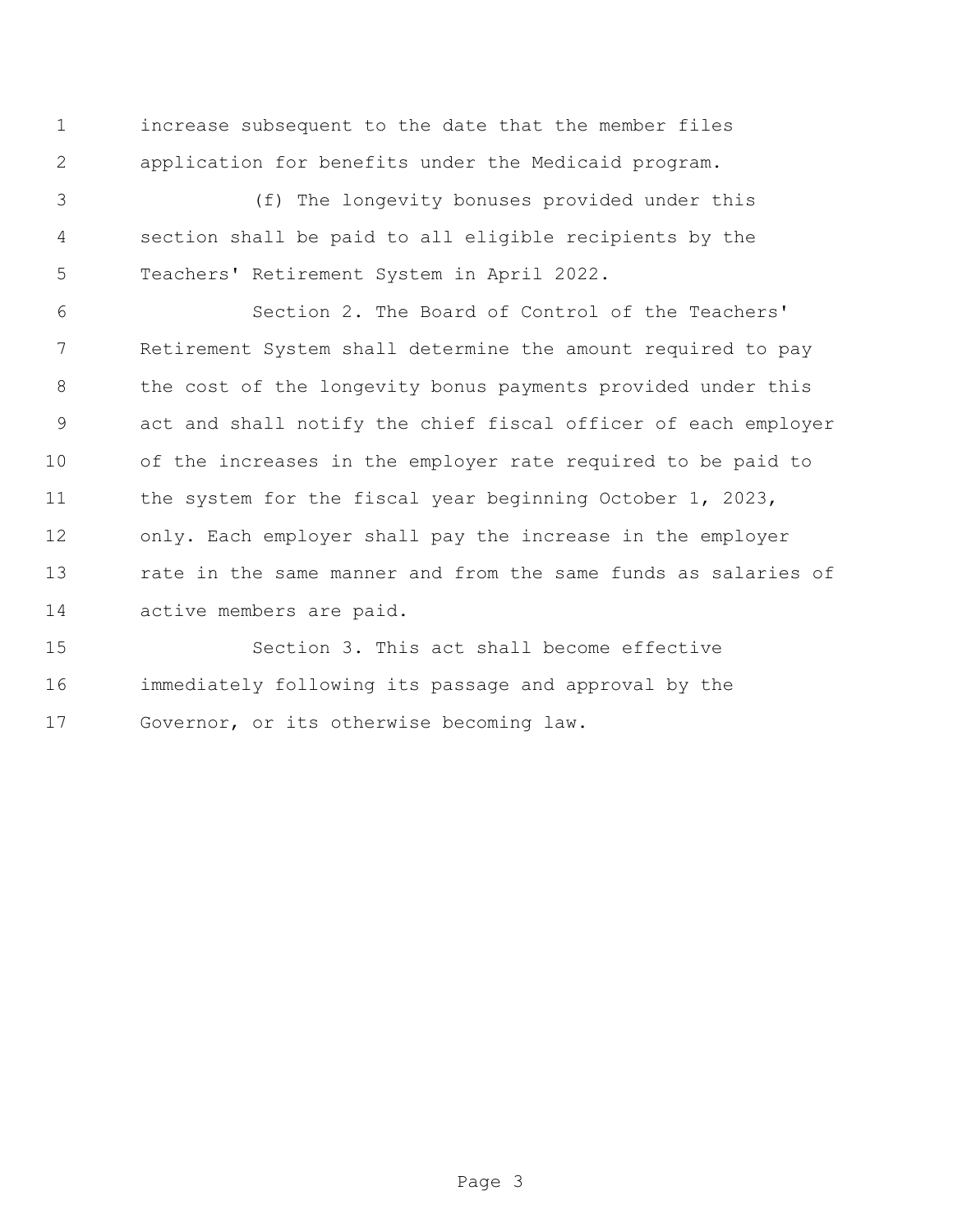increase subsequent to the date that the member files application for benefits under the Medicaid program.

(f) The longevity bonuses provided under this section shall be paid to all eligible recipients by the Teachers' Retirement System in April 2022.

Section 2. The Board of Control of the Teachers' Retirement System shall determine the amount required to pay the cost of the longevity bonus payments provided under this act and shall notify the chief fiscal officer of each employer of the increases in the employer rate required to be paid to the system for the fiscal year beginning October 1, 2023, only. Each employer shall pay the increase in the employer rate in the same manner and from the same funds as salaries of active members are paid.

Section 3. This act shall become effective immediately following its passage and approval by the Governor, or its otherwise becoming law.